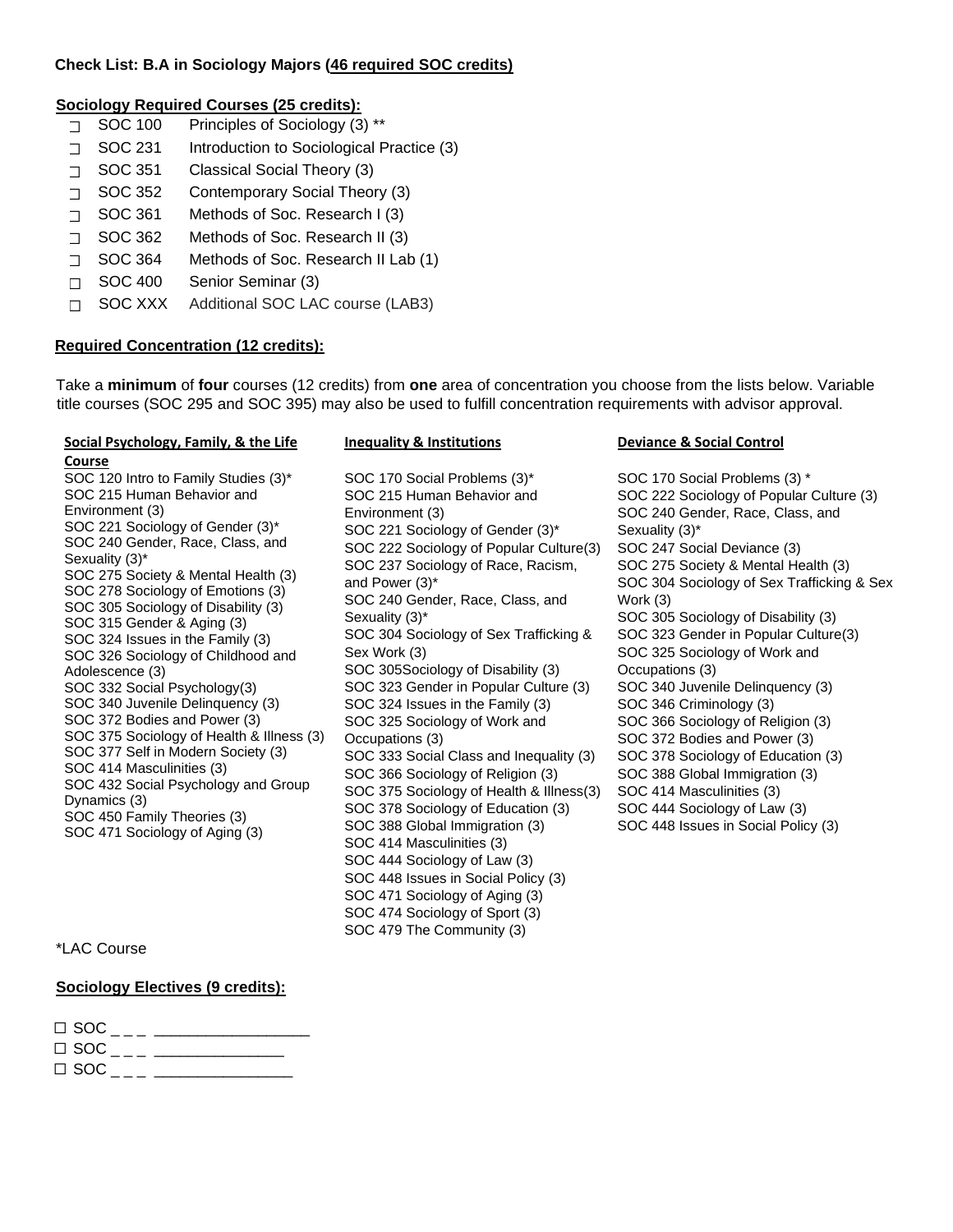**Check List: B.A in Sociology Majors (46 required SOC credits)**

**Sociology Required Courses (25 credits):**

- ☐ SOC 100 Principles of Sociology (3) **
- ☐ SOC 231 Introduction to Sociological Practice (3)
- ☐ SOC 351 Classical Social Theory (3)
- ☐ SOC 352 Contemporary Social Theory (3)
- ☐ SOC 361 Methods of Soc. Research I (3)
- ☐ SOC 362 Methods of Soc. Research II (3)
- ☐ SOC 364 Methods of Soc. Research II Lab (1)
- ☐ SOC 400 Senior Seminar (3)
- ☐ SOC XXX Additional SOC LAC course (LAB3)

**Required Concentration (12 credits):**

Take a **minimum** of **four** courses (12 credits) from **one** area of concentration you choose from the lists below. Variable title courses (SOC 295 and SOC 395) may also be used to fulfill concentration requirements with advisor approval.

**Social Psychology, Family, & the Life Course**

SOC 120 Intro to Family Studies (3)*
SOC 215 Human Behavior and Environment (3)
SOC 221 Sociology of Gender (3)*
SOC 240 Gender, Race, Class, and Sexuality (3)*
SOC 275 Society & Mental Health (3)
SOC 278 Sociology of Emotions (3)
SOC 305 Sociology of Disability (3)
SOC 315 Gender & Aging (3)
SOC 324 Issues in the Family (3)
SOC 326 Sociology of Childhood and Adolescence (3)
SOC 332 Social Psychology(3)
SOC 340 Juvenile Delinquency (3)
SOC 372 Bodies and Power (3)
SOC 375 Sociology of Health & Illness (3)
SOC 377 Self in Modern Society (3)
SOC 414 Masculinities (3)
SOC 432 Social Psychology and Group Dynamics (3)
SOC 450 Family Theories (3)
SOC 471 Sociology of Aging (3)

**Inequality & Institutions**

SOC 170 Social Problems (3)*
SOC 215 Human Behavior and Environment (3)
SOC 221 Sociology of Gender (3)*
SOC 222 Sociology of Popular Culture(3)
SOC 237 Sociology of Race, Racism, and Power (3)*
SOC 240 Gender, Race, Class, and Sexuality (3)*
SOC 304 Sociology of Sex Trafficking & Sex Work (3)
SOC 305Sociology of Disability (3)
SOC 323 Gender in Popular Culture (3)
SOC 324 Issues in the Family (3)
SOC 325 Sociology of Work and Occupations (3)
SOC 333 Social Class and Inequality (3)
SOC 366 Sociology of Religion (3)
SOC 375 Sociology of Health & Illness(3)
SOC 378 Sociology of Education (3)
SOC 388 Global Immigration (3)
SOC 414 Masculinities (3)
SOC 444 Sociology of Law (3)
SOC 448 Issues in Social Policy (3)
SOC 471 Sociology of Aging (3)
SOC 474 Sociology of Sport (3)
SOC 479 The Community (3)

**Deviance & Social Control**

SOC 170 Social Problems (3) *
SOC 222 Sociology of Popular Culture (3)
SOC 240 Gender, Race, Class, and Sexuality (3)*
SOC 247 Social Deviance (3)
SOC 275 Society & Mental Health (3)
SOC 304 Sociology of Sex Trafficking & Sex Work (3)
SOC 305 Sociology of Disability (3)
SOC 323 Gender in Popular Culture(3)
SOC 325 Sociology of Work and Occupations (3)
SOC 340 Juvenile Delinquency (3)
SOC 346 Criminology (3)
SOC 366 Sociology of Religion (3)
SOC 372 Bodies and Power (3)
SOC 378 Sociology of Education (3)
SOC 388 Global Immigration (3)
SOC 414 Masculinities (3)
SOC 444 Sociology of Law (3)
SOC 448 Issues in Social Policy (3)

*LAC Course

**Sociology Electives (9 credits):**

☐ SOC _ _ _ __________________
☐ SOC _ _ _ _______________
☐ SOC _ _ _ ________________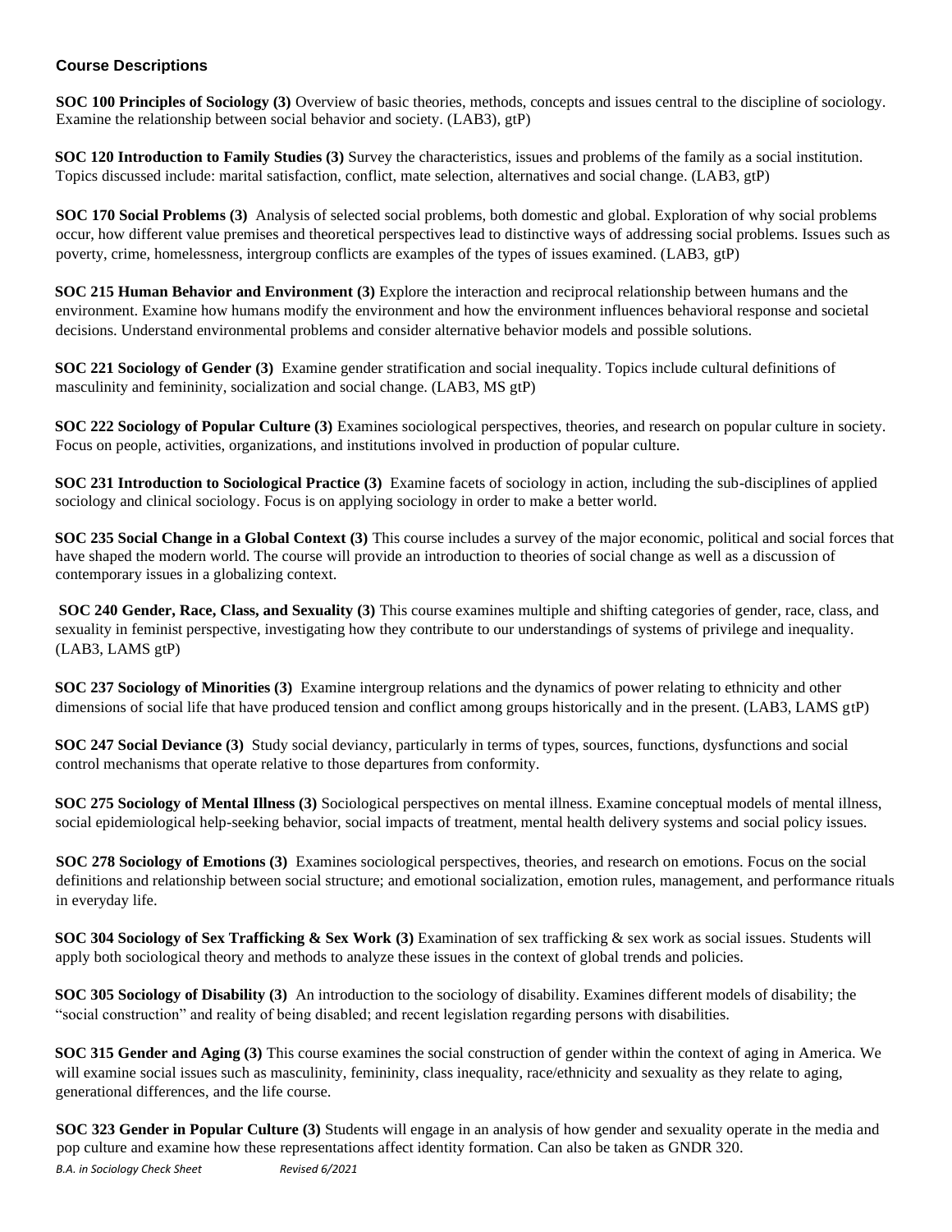## Course Descriptions

**SOC 100 Principles of Sociology (3)** Overview of basic theories, methods, concepts and issues central to the discipline of sociology. Examine the relationship between social behavior and society. (LAB3), gtP)

**SOC 120 Introduction to Family Studies (3)** Survey the characteristics, issues and problems of the family as a social institution. Topics discussed include: marital satisfaction, conflict, mate selection, alternatives and social change. (LAB3, gtP)

**SOC 170 Social Problems (3)** Analysis of selected social problems, both domestic and global. Exploration of why social problems occur, how different value premises and theoretical perspectives lead to distinctive ways of addressing social problems. Issues such as poverty, crime, homelessness, intergroup conflicts are examples of the types of issues examined. (LAB3, gtP)

**SOC 215 Human Behavior and Environment (3)** Explore the interaction and reciprocal relationship between humans and the environment. Examine how humans modify the environment and how the environment influences behavioral response and societal decisions. Understand environmental problems and consider alternative behavior models and possible solutions.

**SOC 221 Sociology of Gender (3)** Examine gender stratification and social inequality. Topics include cultural definitions of masculinity and femininity, socialization and social change. (LAB3, MS gtP)

**SOC 222 Sociology of Popular Culture (3)** Examines sociological perspectives, theories, and research on popular culture in society. Focus on people, activities, organizations, and institutions involved in production of popular culture.

**SOC 231 Introduction to Sociological Practice (3)** Examine facets of sociology in action, including the sub-disciplines of applied sociology and clinical sociology. Focus is on applying sociology in order to make a better world.

**SOC 235 Social Change in a Global Context (3)** This course includes a survey of the major economic, political and social forces that have shaped the modern world. The course will provide an introduction to theories of social change as well as a discussion of contemporary issues in a globalizing context.

**SOC 240 Gender, Race, Class, and Sexuality (3)** This course examines multiple and shifting categories of gender, race, class, and sexuality in feminist perspective, investigating how they contribute to our understandings of systems of privilege and inequality. (LAB3, LAMS gtP)

**SOC 237 Sociology of Minorities (3)** Examine intergroup relations and the dynamics of power relating to ethnicity and other dimensions of social life that have produced tension and conflict among groups historically and in the present. (LAB3, LAMS gtP)

**SOC 247 Social Deviance (3)** Study social deviancy, particularly in terms of types, sources, functions, dysfunctions and social control mechanisms that operate relative to those departures from conformity.

**SOC 275 Sociology of Mental Illness (3)** Sociological perspectives on mental illness. Examine conceptual models of mental illness, social epidemiological help-seeking behavior, social impacts of treatment, mental health delivery systems and social policy issues.

**SOC 278 Sociology of Emotions (3)** Examines sociological perspectives, theories, and research on emotions. Focus on the social definitions and relationship between social structure; and emotional socialization, emotion rules, management, and performance rituals in everyday life.

**SOC 304 Sociology of Sex Trafficking & Sex Work (3)** Examination of sex trafficking & sex work as social issues. Students will apply both sociological theory and methods to analyze these issues in the context of global trends and policies.

**SOC 305 Sociology of Disability (3)** An introduction to the sociology of disability. Examines different models of disability; the "social construction" and reality of being disabled; and recent legislation regarding persons with disabilities.

**SOC 315 Gender and Aging (3)** This course examines the social construction of gender within the context of aging in America. We will examine social issues such as masculinity, femininity, class inequality, race/ethnicity and sexuality as they relate to aging, generational differences, and the life course.

**SOC 323 Gender in Popular Culture (3)** Students will engage in an analysis of how gender and sexuality operate in the media and pop culture and examine how these representations affect identity formation. Can also be taken as GNDR 320.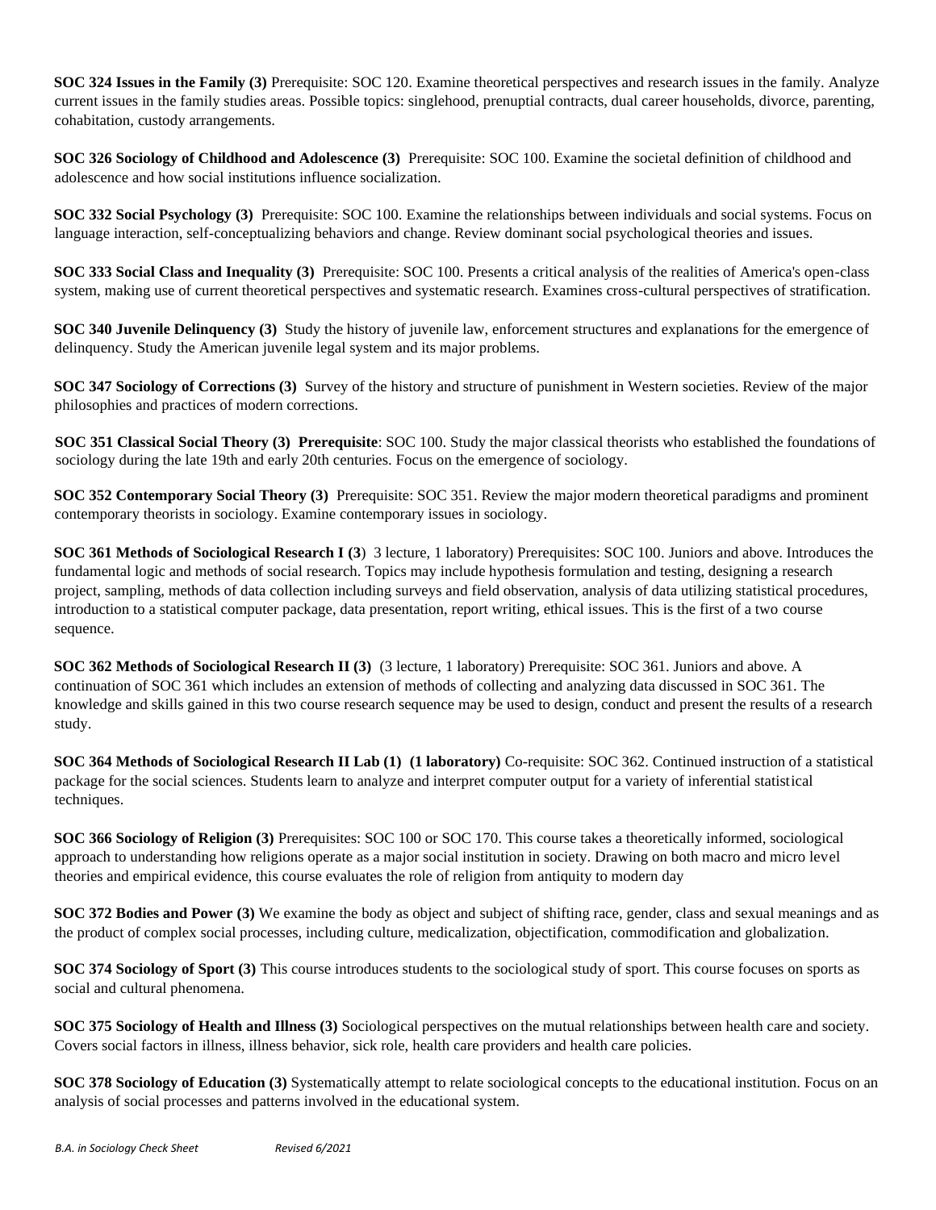**SOC 324 Issues in the Family (3)** Prerequisite: SOC 120. Examine theoretical perspectives and research issues in the family. Analyze current issues in the family studies areas. Possible topics: singlehood, prenuptial contracts, dual career households, divorce, parenting, cohabitation, custody arrangements.

**SOC 326 Sociology of Childhood and Adolescence (3)** Prerequisite: SOC 100. Examine the societal definition of childhood and adolescence and how social institutions influence socialization.

**SOC 332 Social Psychology (3)** Prerequisite: SOC 100. Examine the relationships between individuals and social systems. Focus on language interaction, self-conceptualizing behaviors and change. Review dominant social psychological theories and issues.

**SOC 333 Social Class and Inequality (3)** Prerequisite: SOC 100. Presents a critical analysis of the realities of America's open-class system, making use of current theoretical perspectives and systematic research. Examines cross-cultural perspectives of stratification.

**SOC 340 Juvenile Delinquency (3)** Study the history of juvenile law, enforcement structures and explanations for the emergence of delinquency. Study the American juvenile legal system and its major problems.

**SOC 347 Sociology of Corrections (3)** Survey of the history and structure of punishment in Western societies. Review of the major philosophies and practices of modern corrections.

**SOC 351 Classical Social Theory (3) Prerequisite**: SOC 100. Study the major classical theorists who established the foundations of sociology during the late 19th and early 20th centuries. Focus on the emergence of sociology.

**SOC 352 Contemporary Social Theory (3)** Prerequisite: SOC 351. Review the major modern theoretical paradigms and prominent contemporary theorists in sociology. Examine contemporary issues in sociology.

**SOC 361 Methods of Sociological Research I (3**) 3 lecture, 1 laboratory) Prerequisites: SOC 100. Juniors and above. Introduces the fundamental logic and methods of social research. Topics may include hypothesis formulation and testing, designing a research project, sampling, methods of data collection including surveys and field observation, analysis of data utilizing statistical procedures, introduction to a statistical computer package, data presentation, report writing, ethical issues. This is the first of a two course sequence.

**SOC 362 Methods of Sociological Research II (3)** (3 lecture, 1 laboratory) Prerequisite: SOC 361. Juniors and above. A continuation of SOC 361 which includes an extension of methods of collecting and analyzing data discussed in SOC 361. The knowledge and skills gained in this two course research sequence may be used to design, conduct and present the results of a research study.

**SOC 364 Methods of Sociological Research II Lab (1) (1 laboratory)** Co-requisite: SOC 362. Continued instruction of a statistical package for the social sciences. Students learn to analyze and interpret computer output for a variety of inferential statistical techniques.

**SOC 366 Sociology of Religion (3)** Prerequisites: SOC 100 or SOC 170. This course takes a theoretically informed, sociological approach to understanding how religions operate as a major social institution in society. Drawing on both macro and micro level theories and empirical evidence, this course evaluates the role of religion from antiquity to modern day

**SOC 372 Bodies and Power (3)** We examine the body as object and subject of shifting race, gender, class and sexual meanings and as the product of complex social processes, including culture, medicalization, objectification, commodification and globalization.

**SOC 374 Sociology of Sport (3)** This course introduces students to the sociological study of sport. This course focuses on sports as social and cultural phenomena.

**SOC 375 Sociology of Health and Illness (3)** Sociological perspectives on the mutual relationships between health care and society. Covers social factors in illness, illness behavior, sick role, health care providers and health care policies.

**SOC 378 Sociology of Education (3)** Systematically attempt to relate sociological concepts to the educational institution. Focus on an analysis of social processes and patterns involved in the educational system.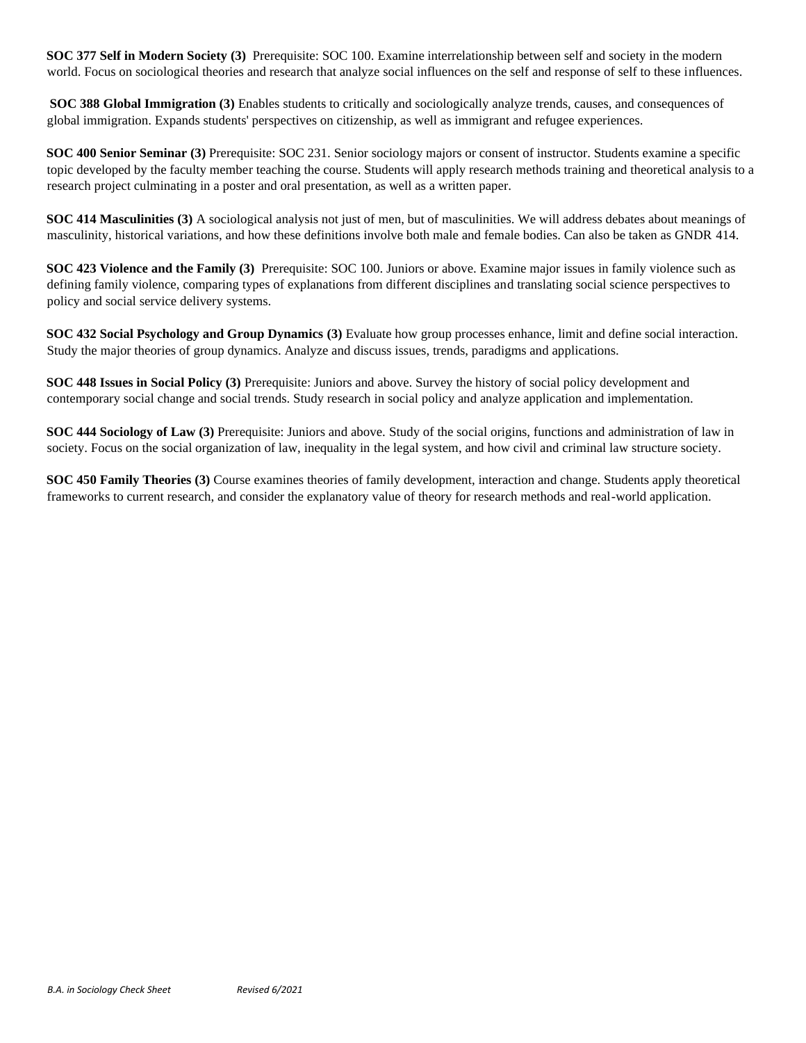**SOC 377 Self in Modern Society (3)** Prerequisite: SOC 100. Examine interrelationship between self and society in the modern world. Focus on sociological theories and research that analyze social influences on the self and response of self to these influences.

**SOC 388 Global Immigration (3)** Enables students to critically and sociologically analyze trends, causes, and consequences of global immigration. Expands students' perspectives on citizenship, as well as immigrant and refugee experiences.

**SOC 400 Senior Seminar (3)** Prerequisite: SOC 231. Senior sociology majors or consent of instructor. Students examine a specific topic developed by the faculty member teaching the course. Students will apply research methods training and theoretical analysis to a research project culminating in a poster and oral presentation, as well as a written paper.

**SOC 414 Masculinities (3)** A sociological analysis not just of men, but of masculinities. We will address debates about meanings of masculinity, historical variations, and how these definitions involve both male and female bodies. Can also be taken as GNDR 414.

**SOC 423 Violence and the Family (3)** Prerequisite: SOC 100. Juniors or above. Examine major issues in family violence such as defining family violence, comparing types of explanations from different disciplines and translating social science perspectives to policy and social service delivery systems.

**SOC 432 Social Psychology and Group Dynamics (3)** Evaluate how group processes enhance, limit and define social interaction. Study the major theories of group dynamics. Analyze and discuss issues, trends, paradigms and applications.

**SOC 448 Issues in Social Policy (3)** Prerequisite: Juniors and above. Survey the history of social policy development and contemporary social change and social trends. Study research in social policy and analyze application and implementation.

**SOC 444 Sociology of Law (3)** Prerequisite: Juniors and above. Study of the social origins, functions and administration of law in society. Focus on the social organization of law, inequality in the legal system, and how civil and criminal law structure society.

**SOC 450 Family Theories (3)** Course examines theories of family development, interaction and change. Students apply theoretical frameworks to current research, and consider the explanatory value of theory for research methods and real-world application.